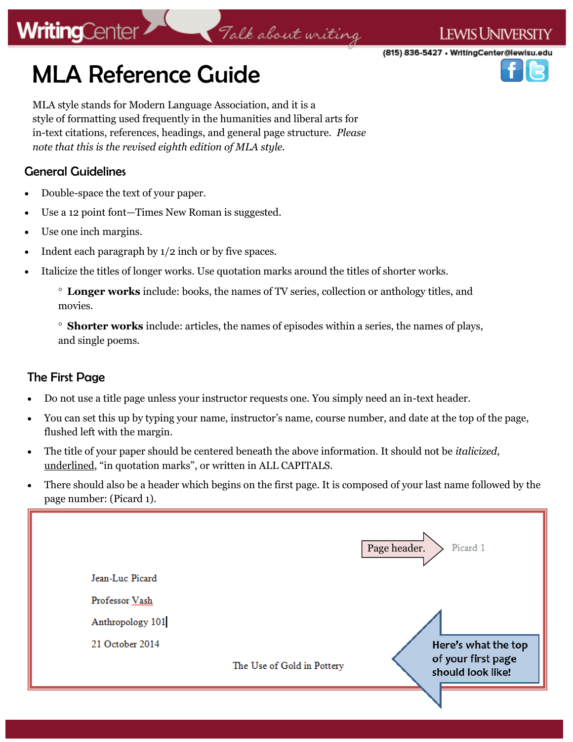WritingCenter *Talk about writing* LEWIS UNIVERSITY

(815) 836-5427 • WritingCenter@lewisu.edu

# MLA Reference Guide

MLA style stands for Modern Language Association, and it is a style of formatting used frequently in the humanities and liberal arts for in-text citations, references, headings, and general page structure. *Please note that this is the revised eighth edition of MLA style.*

## General Guidelines

- Double-space the text of your paper.
- Use a 12 point font—Times New Roman is suggested.
- Use one inch margins.
- Indent each paragraph by 1/2 inch or by five spaces.
- Italicize the titles of longer works. Use quotation marks around the titles of shorter works.
  - **Longer works** include: books, the names of TV series, collection or anthology titles, and movies.
  - **Shorter works** include: articles, the names of episodes within a series, the names of plays, and single poems.

## The First Page

- Do not use a title page unless your instructor requests one. You simply need an in-text header.
- You can set this up by typing your name, instructor's name, course number, and date at the top of the page, flushed left with the margin.
- The title of your paper should be centered beneath the above information. It should not be *italicized*, <u>underlined</u>, "in quotation marks", or written in ALL CAPITALS.
- There should also be a header which begins on the first page. It is composed of your last name followed by the page number: (Picard 1).

Page header. → Picard 1

Jean-Luc Picard

Professor Vash

Anthropology 101

21 October 2014

The Use of Gold in Pottery

Here's what the top of your first page should look like!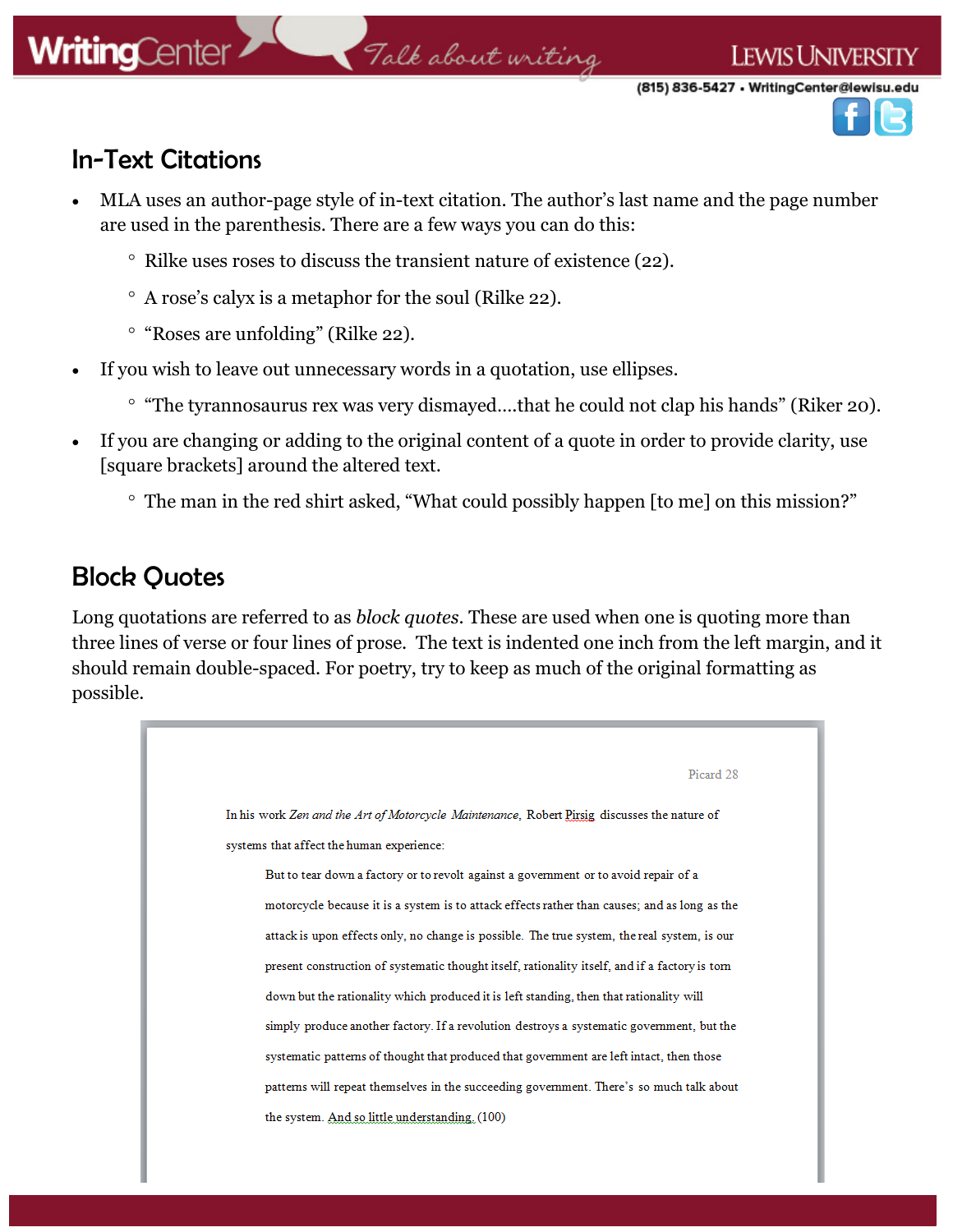## In-Text Citations

- MLA uses an author-page style of in-text citation. The author's last name and the page number are used in the parenthesis. There are a few ways you can do this:
  - Rilke uses roses to discuss the transient nature of existence (22).
  - A rose's calyx is a metaphor for the soul (Rilke 22).
  - "Roses are unfolding" (Rilke 22).
- If you wish to leave out unnecessary words in a quotation, use ellipses.
  - "The tyrannosaurus rex was very dismayed....that he could not clap his hands" (Riker 20).
- If you are changing or adding to the original content of a quote in order to provide clarity, use [square brackets] around the altered text.
  - The man in the red shirt asked, "What could possibly happen [to me] on this mission?"

## Block Quotes

Long quotations are referred to as *block quotes*. These are used when one is quoting more than three lines of verse or four lines of prose. The text is indented one inch from the left margin, and it should remain double-spaced. For poetry, try to keep as much of the original formatting as possible.

Picard 28

In his work *Zen and the Art of Motorcycle Maintenance*, Robert Pirsig discusses the nature of systems that affect the human experience:

> But to tear down a factory or to revolt against a government or to avoid repair of a motorcycle because it is a system is to attack effects rather than causes; and as long as the attack is upon effects only, no change is possible. The true system, the real system, is our present construction of systematic thought itself, rationality itself, and if a factory is torn down but the rationality which produced it is left standing, then that rationality will simply produce another factory. If a revolution destroys a systematic government, but the systematic patterns of thought that produced that government are left intact, then those patterns will repeat themselves in the succeeding government. There's so much talk about the system. And so little understanding. (100)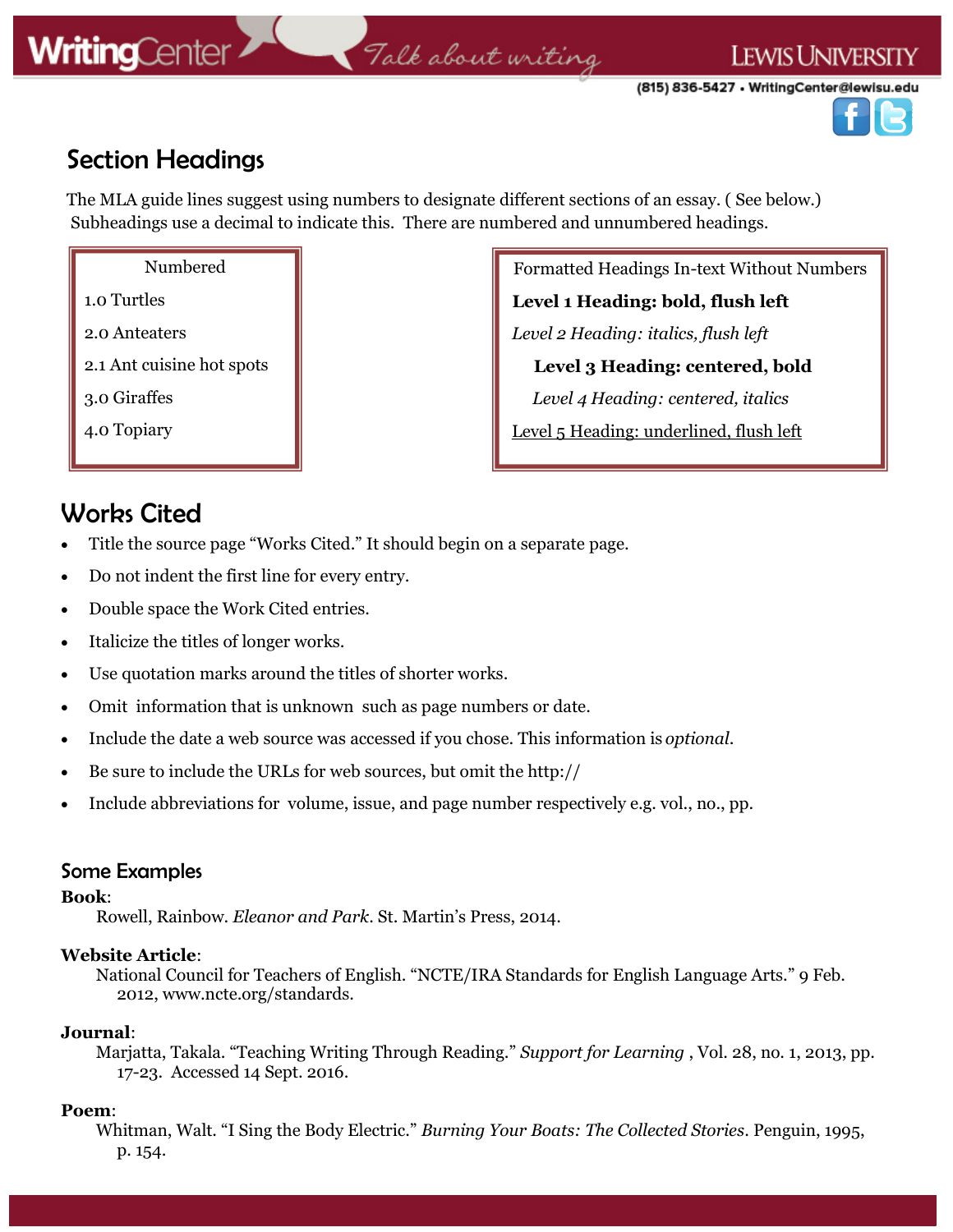## Section Headings

The MLA guide lines suggest using numbers to designate different sections of an essay. ( See below.) Subheadings use a decimal to indicate this. There are numbered and unnumbered headings.

Numbered

1.0 Turtles

2.0 Anteaters

2.1 Ant cuisine hot spots

3.0 Giraffes

4.0 Topiary

Formatted Headings In-text Without Numbers

**Level 1 Heading: bold, flush left**

*Level 2 Heading: italics, flush left*

**Level 3 Heading: centered, bold**

*Level 4 Heading: centered, italics*

<u>Level 5 Heading: underlined, flush left</u>

## Works Cited

- Title the source page “Works Cited.” It should begin on a separate page.
- Do not indent the first line for every entry.
- Double space the Work Cited entries.
- Italicize the titles of longer works.
- Use quotation marks around the titles of shorter works.
- Omit information that is unknown such as page numbers or date.
- Include the date a web source was accessed if you chose. This information is *optional*.
- Be sure to include the URLs for web sources, but omit the http://
- Include abbreviations for volume, issue, and page number respectively e.g. vol., no., pp.

### Some Examples

**Book**:

Rowell, Rainbow. *Eleanor and Park*. St. Martin’s Press, 2014.

**Website Article**:

National Council for Teachers of English. “NCTE/IRA Standards for English Language Arts.” 9 Feb. 2012, www.ncte.org/standards.

**Journal**:

Marjatta, Takala. “Teaching Writing Through Reading.” *Support for Learning* , Vol. 28, no. 1, 2013, pp. 17-23. Accessed 14 Sept. 2016.

**Poem**:

Whitman, Walt. “I Sing the Body Electric.” *Burning Your Boats: The Collected Stories*. Penguin, 1995, p. 154.